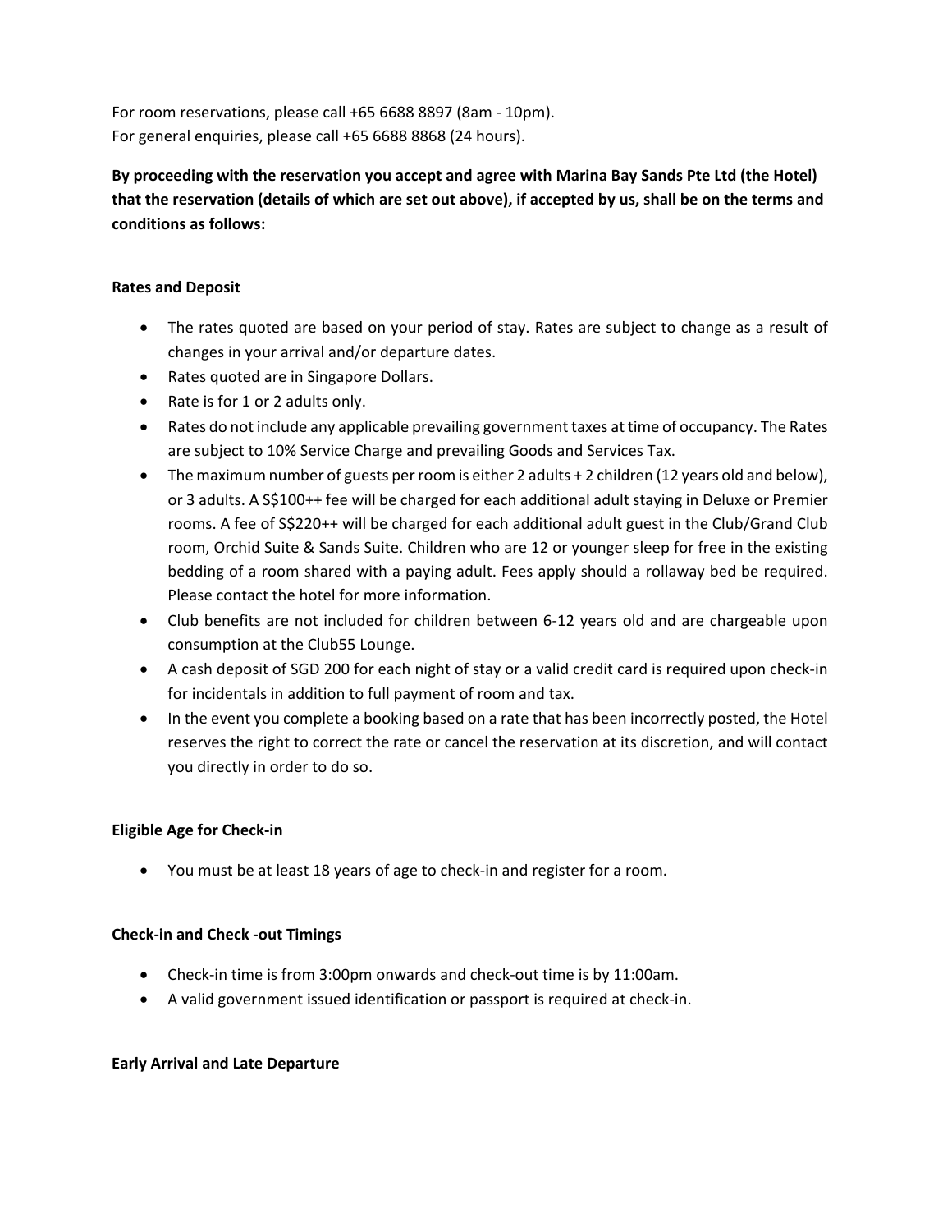For room reservations, please call +65 6688 8897 (8am - 10pm).
For general enquiries, please call +65 6688 8868 (24 hours).

**By proceeding with the reservation you accept and agree with Marina Bay Sands Pte Ltd (the Hotel) that the reservation (details of which are set out above), if accepted by us, shall be on the terms and conditions as follows:**

**Rates and Deposit**

- The rates quoted are based on your period of stay. Rates are subject to change as a result of changes in your arrival and/or departure dates.
- Rates quoted are in Singapore Dollars.
- Rate is for 1 or 2 adults only.
- Rates do not include any applicable prevailing government taxes at time of occupancy. The Rates are subject to 10% Service Charge and prevailing Goods and Services Tax.
- The maximum number of guests per room is either 2 adults + 2 children (12 years old and below), or 3 adults. A S$100++ fee will be charged for each additional adult staying in Deluxe or Premier rooms. A fee of S$220++ will be charged for each additional adult guest in the Club/Grand Club room, Orchid Suite & Sands Suite. Children who are 12 or younger sleep for free in the existing bedding of a room shared with a paying adult. Fees apply should a rollaway bed be required. Please contact the hotel for more information.
- Club benefits are not included for children between 6-12 years old and are chargeable upon consumption at the Club55 Lounge.
- A cash deposit of SGD 200 for each night of stay or a valid credit card is required upon check-in for incidentals in addition to full payment of room and tax.
- In the event you complete a booking based on a rate that has been incorrectly posted, the Hotel reserves the right to correct the rate or cancel the reservation at its discretion, and will contact you directly in order to do so.

**Eligible Age for Check-in**

- You must be at least 18 years of age to check-in and register for a room.

**Check-in and Check -out Timings**

- Check-in time is from 3:00pm onwards and check-out time is by 11:00am.
- A valid government issued identification or passport is required at check-in.

**Early Arrival and Late Departure**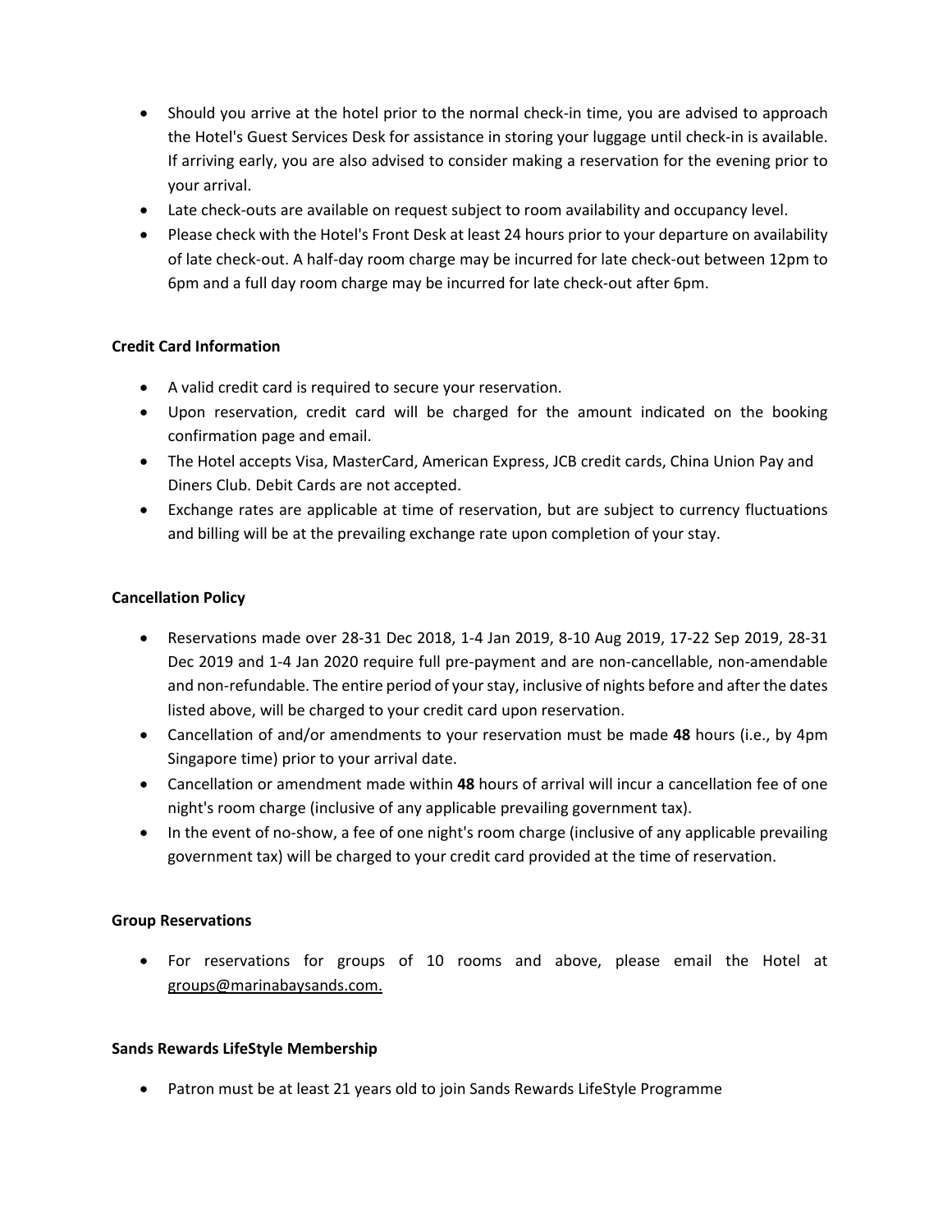- Should you arrive at the hotel prior to the normal check-in time, you are advised to approach the Hotel's Guest Services Desk for assistance in storing your luggage until check-in is available. If arriving early, you are also advised to consider making a reservation for the evening prior to your arrival.
- Late check-outs are available on request subject to room availability and occupancy level.
- Please check with the Hotel's Front Desk at least 24 hours prior to your departure on availability of late check-out. A half-day room charge may be incurred for late check-out between 12pm to 6pm and a full day room charge may be incurred for late check-out after 6pm.

**Credit Card Information**

- A valid credit card is required to secure your reservation.
- Upon reservation, credit card will be charged for the amount indicated on the booking confirmation page and email.
- The Hotel accepts Visa, MasterCard, American Express, JCB credit cards, China Union Pay and Diners Club. Debit Cards are not accepted.
- Exchange rates are applicable at time of reservation, but are subject to currency fluctuations and billing will be at the prevailing exchange rate upon completion of your stay.

**Cancellation Policy**

- Reservations made over 28-31 Dec 2018, 1-4 Jan 2019, 8-10 Aug 2019, 17-22 Sep 2019, 28-31 Dec 2019 and 1-4 Jan 2020 require full pre-payment and are non-cancellable, non-amendable and non-refundable. The entire period of your stay, inclusive of nights before and after the dates listed above, will be charged to your credit card upon reservation.
- Cancellation of and/or amendments to your reservation must be made **48** hours (i.e., by 4pm Singapore time) prior to your arrival date.
- Cancellation or amendment made within **48** hours of arrival will incur a cancellation fee of one night's room charge (inclusive of any applicable prevailing government tax).
- In the event of no-show, a fee of one night's room charge (inclusive of any applicable prevailing government tax) will be charged to your credit card provided at the time of reservation.

**Group Reservations**

- For reservations for groups of 10 rooms and above, please email the Hotel at groups@marinabaysands.com.

**Sands Rewards LifeStyle Membership**

- Patron must be at least 21 years old to join Sands Rewards LifeStyle Programme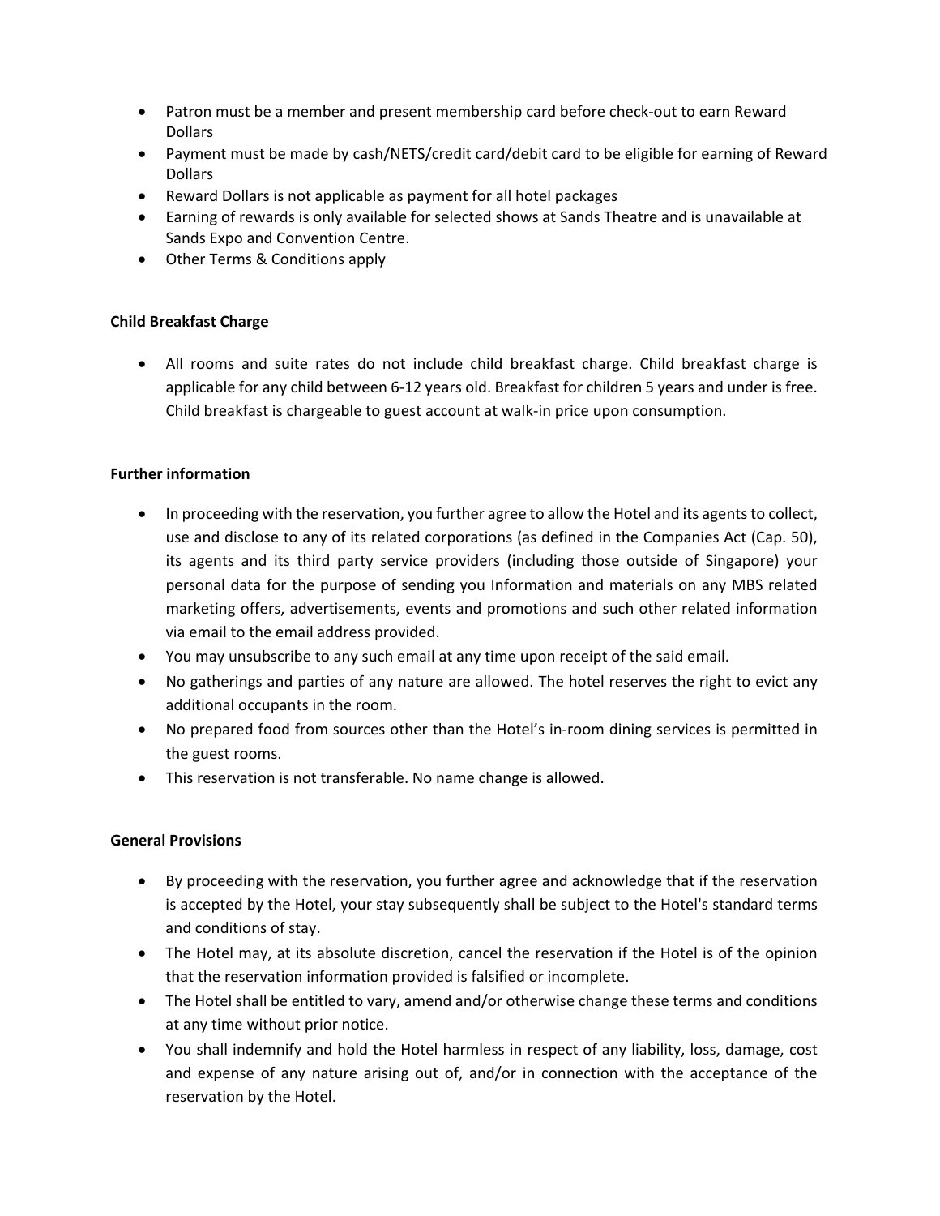- Patron must be a member and present membership card before check-out to earn Reward Dollars
- Payment must be made by cash/NETS/credit card/debit card to be eligible for earning of Reward Dollars
- Reward Dollars is not applicable as payment for all hotel packages
- Earning of rewards is only available for selected shows at Sands Theatre and is unavailable at Sands Expo and Convention Centre.
- Other Terms & Conditions apply

**Child Breakfast Charge**

- All rooms and suite rates do not include child breakfast charge. Child breakfast charge is applicable for any child between 6-12 years old. Breakfast for children 5 years and under is free. Child breakfast is chargeable to guest account at walk-in price upon consumption.

**Further information**

- In proceeding with the reservation, you further agree to allow the Hotel and its agents to collect, use and disclose to any of its related corporations (as defined in the Companies Act (Cap. 50), its agents and its third party service providers (including those outside of Singapore) your personal data for the purpose of sending you Information and materials on any MBS related marketing offers, advertisements, events and promotions and such other related information via email to the email address provided.
- You may unsubscribe to any such email at any time upon receipt of the said email.
- No gatherings and parties of any nature are allowed. The hotel reserves the right to evict any additional occupants in the room.
- No prepared food from sources other than the Hotel's in-room dining services is permitted in the guest rooms.
- This reservation is not transferable. No name change is allowed.

**General Provisions**

- By proceeding with the reservation, you further agree and acknowledge that if the reservation is accepted by the Hotel, your stay subsequently shall be subject to the Hotel's standard terms and conditions of stay.
- The Hotel may, at its absolute discretion, cancel the reservation if the Hotel is of the opinion that the reservation information provided is falsified or incomplete.
- The Hotel shall be entitled to vary, amend and/or otherwise change these terms and conditions at any time without prior notice.
- You shall indemnify and hold the Hotel harmless in respect of any liability, loss, damage, cost and expense of any nature arising out of, and/or in connection with the acceptance of the reservation by the Hotel.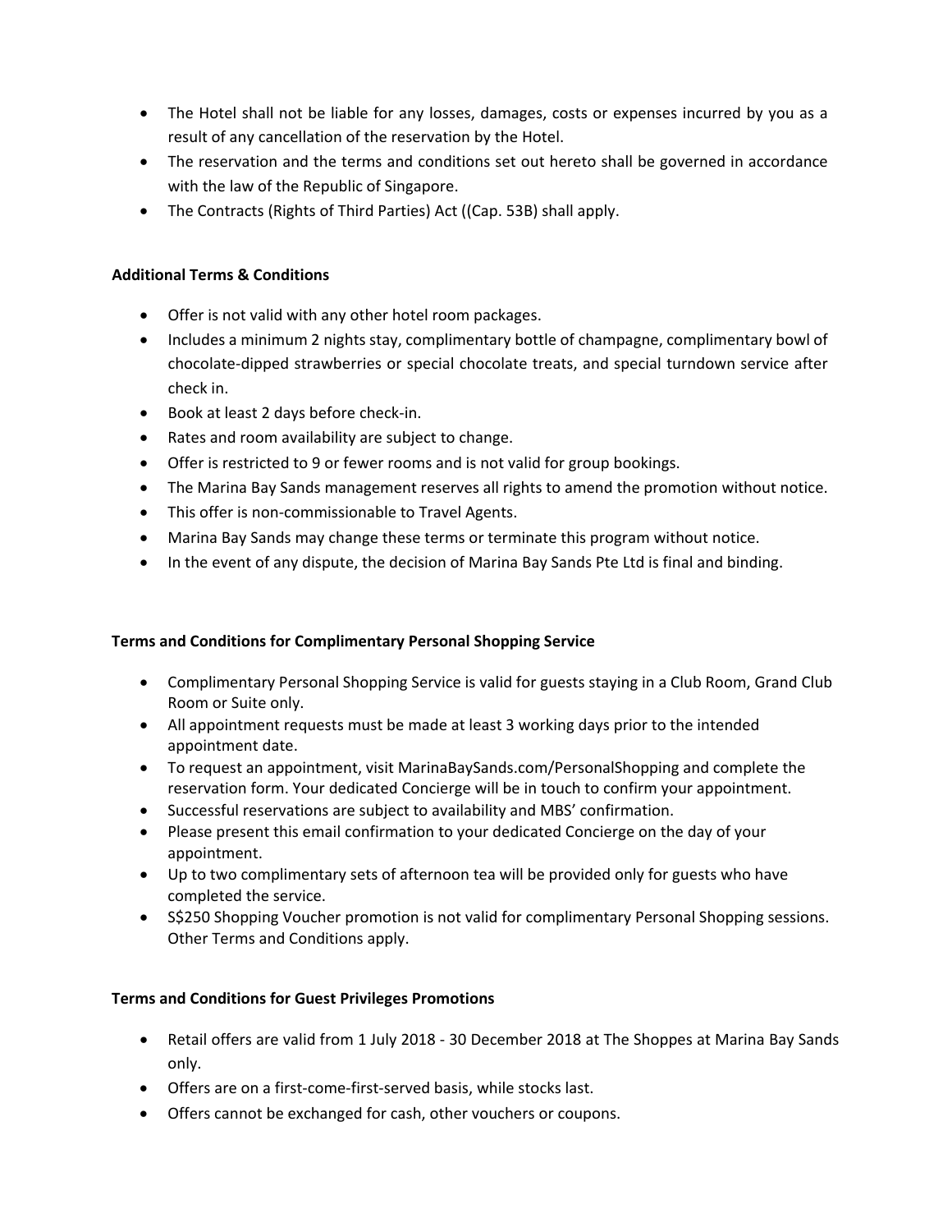- The Hotel shall not be liable for any losses, damages, costs or expenses incurred by you as a result of any cancellation of the reservation by the Hotel.
- The reservation and the terms and conditions set out hereto shall be governed in accordance with the law of the Republic of Singapore.
- The Contracts (Rights of Third Parties) Act ((Cap. 53B) shall apply.

**Additional Terms & Conditions**

- Offer is not valid with any other hotel room packages.
- Includes a minimum 2 nights stay, complimentary bottle of champagne, complimentary bowl of chocolate-dipped strawberries or special chocolate treats, and special turndown service after check in.
- Book at least 2 days before check-in.
- Rates and room availability are subject to change.
- Offer is restricted to 9 or fewer rooms and is not valid for group bookings.
- The Marina Bay Sands management reserves all rights to amend the promotion without notice.
- This offer is non-commissionable to Travel Agents.
- Marina Bay Sands may change these terms or terminate this program without notice.
- In the event of any dispute, the decision of Marina Bay Sands Pte Ltd is final and binding.

**Terms and Conditions for Complimentary Personal Shopping Service**

- Complimentary Personal Shopping Service is valid for guests staying in a Club Room, Grand Club Room or Suite only.
- All appointment requests must be made at least 3 working days prior to the intended appointment date.
- To request an appointment, visit MarinaBaySands.com/PersonalShopping and complete the reservation form. Your dedicated Concierge will be in touch to confirm your appointment.
- Successful reservations are subject to availability and MBS' confirmation.
- Please present this email confirmation to your dedicated Concierge on the day of your appointment.
- Up to two complimentary sets of afternoon tea will be provided only for guests who have completed the service.
- S$250 Shopping Voucher promotion is not valid for complimentary Personal Shopping sessions. Other Terms and Conditions apply.

**Terms and Conditions for Guest Privileges Promotions**

- Retail offers are valid from 1 July 2018 - 30 December 2018 at The Shoppes at Marina Bay Sands only.
- Offers are on a first-come-first-served basis, while stocks last.
- Offers cannot be exchanged for cash, other vouchers or coupons.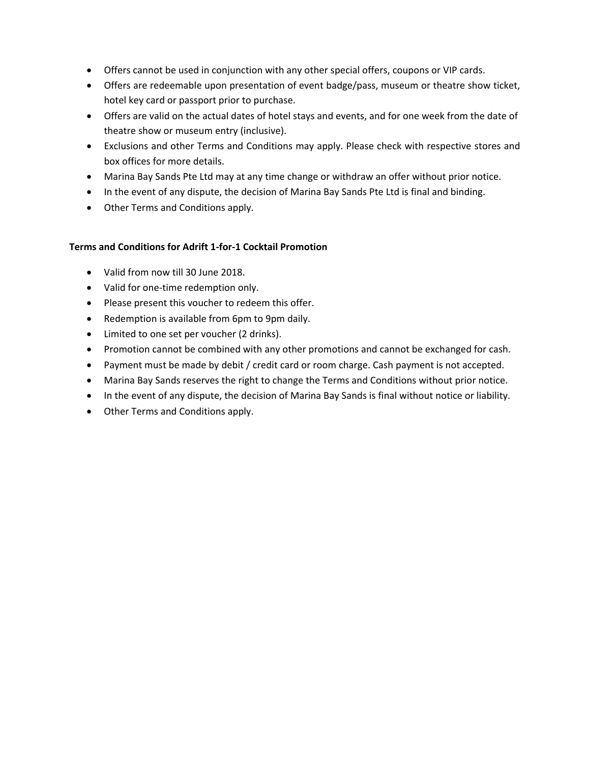- Offers cannot be used in conjunction with any other special offers, coupons or VIP cards.
- Offers are redeemable upon presentation of event badge/pass, museum or theatre show ticket, hotel key card or passport prior to purchase.
- Offers are valid on the actual dates of hotel stays and events, and for one week from the date of theatre show or museum entry (inclusive).
- Exclusions and other Terms and Conditions may apply. Please check with respective stores and box offices for more details.
- Marina Bay Sands Pte Ltd may at any time change or withdraw an offer without prior notice.
- In the event of any dispute, the decision of Marina Bay Sands Pte Ltd is final and binding.
- Other Terms and Conditions apply.

**Terms and Conditions for Adrift 1-for-1 Cocktail Promotion**

- Valid from now till 30 June 2018.
- Valid for one-time redemption only.
- Please present this voucher to redeem this offer.
- Redemption is available from 6pm to 9pm daily.
- Limited to one set per voucher (2 drinks).
- Promotion cannot be combined with any other promotions and cannot be exchanged for cash.
- Payment must be made by debit / credit card or room charge. Cash payment is not accepted.
- Marina Bay Sands reserves the right to change the Terms and Conditions without prior notice.
- In the event of any dispute, the decision of Marina Bay Sands is final without notice or liability.
- Other Terms and Conditions apply.